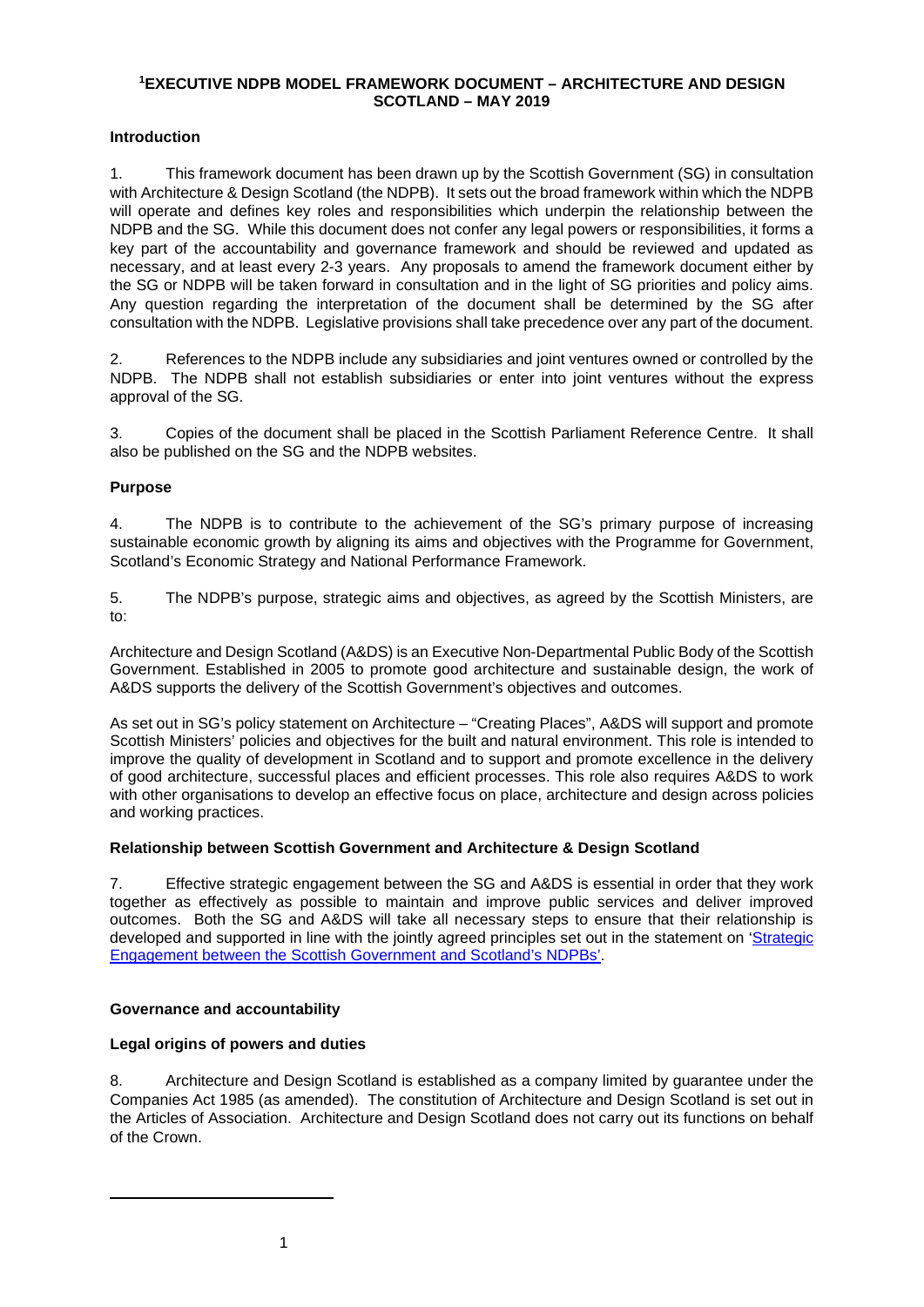# [1]EXECUTIVE NDPB MODEL FRAMEWORK DOCUMENT – ARCHITECTURE AND DESIGN SCOTLAND – MAY 2019

## Introduction

1. This framework document has been drawn up by the Scottish Government (SG) in consultation with Architecture & Design Scotland (the NDPB). It sets out the broad framework within which the NDPB will operate and defines key roles and responsibilities which underpin the relationship between the NDPB and the SG. While this document does not confer any legal powers or responsibilities, it forms a key part of the accountability and governance framework and should be reviewed and updated as necessary, and at least every 2-3 years. Any proposals to amend the framework document either by the SG or NDPB will be taken forward in consultation and in the light of SG priorities and policy aims. Any question regarding the interpretation of the document shall be determined by the SG after consultation with the NDPB. Legislative provisions shall take precedence over any part of the document.

2. References to the NDPB include any subsidiaries and joint ventures owned or controlled by the NDPB. The NDPB shall not establish subsidiaries or enter into joint ventures without the express approval of the SG.

3. Copies of the document shall be placed in the Scottish Parliament Reference Centre. It shall also be published on the SG and the NDPB websites.

## Purpose

4. The NDPB is to contribute to the achievement of the SG's primary purpose of increasing sustainable economic growth by aligning its aims and objectives with the Programme for Government, Scotland's Economic Strategy and National Performance Framework.

5. The NDPB's purpose, strategic aims and objectives, as agreed by the Scottish Ministers, are to:

Architecture and Design Scotland (A&DS) is an Executive Non-Departmental Public Body of the Scottish Government. Established in 2005 to promote good architecture and sustainable design, the work of A&DS supports the delivery of the Scottish Government's objectives and outcomes.

As set out in SG's policy statement on Architecture – "Creating Places", A&DS will support and promote Scottish Ministers' policies and objectives for the built and natural environment. This role is intended to improve the quality of development in Scotland and to support and promote excellence in the delivery of good architecture, successful places and efficient processes. This role also requires A&DS to work with other organisations to develop an effective focus on place, architecture and design across policies and working practices.

## Relationship between Scottish Government and Architecture & Design Scotland

7. Effective strategic engagement between the SG and A&DS is essential in order that they work together as effectively as possible to maintain and improve public services and deliver improved outcomes. Both the SG and A&DS will take all necessary steps to ensure that their relationship is developed and supported in line with the jointly agreed principles set out in the statement on 'Strategic Engagement between the Scottish Government and Scotland's NDPBs'.

## Governance and accountability

### Legal origins of powers and duties

8. Architecture and Design Scotland is established as a company limited by guarantee under the Companies Act 1985 (as amended). The constitution of Architecture and Design Scotland is set out in the Articles of Association. Architecture and Design Scotland does not carry out its functions on behalf of the Crown.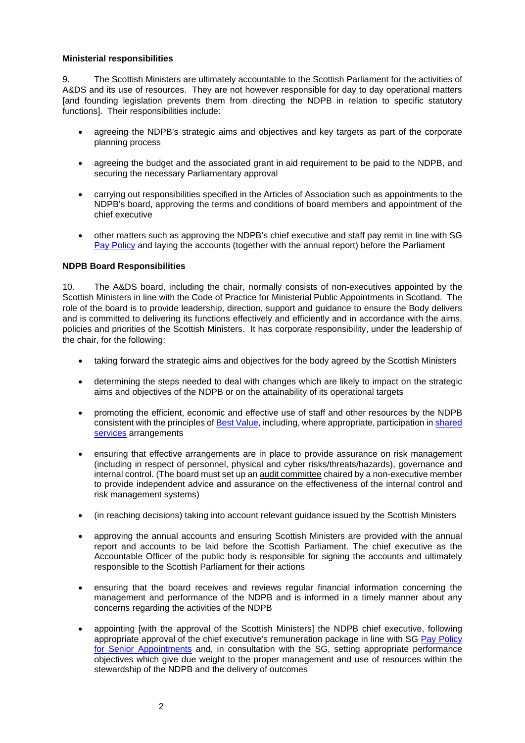**Ministerial responsibilities**

9. The Scottish Ministers are ultimately accountable to the Scottish Parliament for the activities of A&DS and its use of resources. They are not however responsible for day to day operational matters [and founding legislation prevents them from directing the NDPB in relation to specific statutory functions]. Their responsibilities include:

- agreeing the NDPB's strategic aims and objectives and key targets as part of the corporate planning process
- agreeing the budget and the associated grant in aid requirement to be paid to the NDPB, and securing the necessary Parliamentary approval
- carrying out responsibilities specified in the Articles of Association such as appointments to the NDPB's board, approving the terms and conditions of board members and appointment of the chief executive
- other matters such as approving the NDPB's chief executive and staff pay remit in line with SG Pay Policy and laying the accounts (together with the annual report) before the Parliament

**NDPB Board Responsibilities**

10. The A&DS board, including the chair, normally consists of non-executives appointed by the Scottish Ministers in line with the Code of Practice for Ministerial Public Appointments in Scotland. The role of the board is to provide leadership, direction, support and guidance to ensure the Body delivers and is committed to delivering its functions effectively and efficiently and in accordance with the aims, policies and priorities of the Scottish Ministers. It has corporate responsibility, under the leadership of the chair, for the following:

- taking forward the strategic aims and objectives for the body agreed by the Scottish Ministers
- determining the steps needed to deal with changes which are likely to impact on the strategic aims and objectives of the NDPB or on the attainability of its operational targets
- promoting the efficient, economic and effective use of staff and other resources by the NDPB consistent with the principles of Best Value, including, where appropriate, participation in shared services arrangements
- ensuring that effective arrangements are in place to provide assurance on risk management (including in respect of personnel, physical and cyber risks/threats/hazards), governance and internal control. (The board must set up an audit committee chaired by a non-executive member to provide independent advice and assurance on the effectiveness of the internal control and risk management systems)
- (in reaching decisions) taking into account relevant guidance issued by the Scottish Ministers
- approving the annual accounts and ensuring Scottish Ministers are provided with the annual report and accounts to be laid before the Scottish Parliament. The chief executive as the Accountable Officer of the public body is responsible for signing the accounts and ultimately responsible to the Scottish Parliament for their actions
- ensuring that the board receives and reviews regular financial information concerning the management and performance of the NDPB and is informed in a timely manner about any concerns regarding the activities of the NDPB
- appointing [with the approval of the Scottish Ministers] the NDPB chief executive, following appropriate approval of the chief executive's remuneration package in line with SG Pay Policy for Senior Appointments and, in consultation with the SG, setting appropriate performance objectives which give due weight to the proper management and use of resources within the stewardship of the NDPB and the delivery of outcomes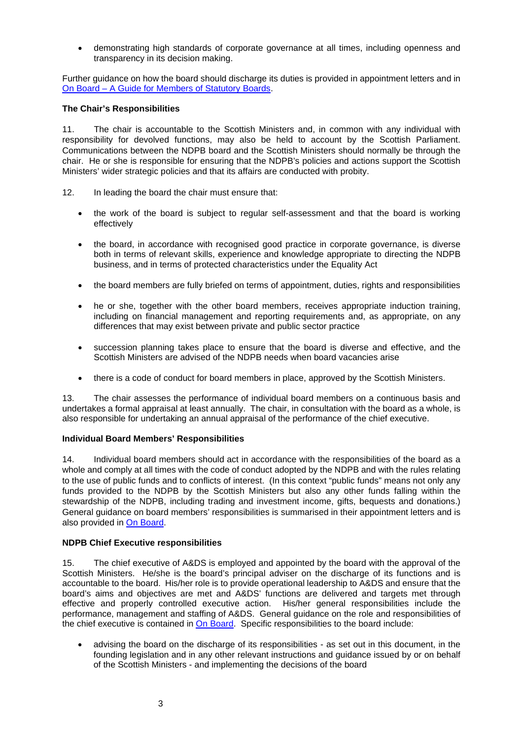- demonstrating high standards of corporate governance at all times, including openness and transparency in its decision making.

Further guidance on how the board should discharge its duties is provided in appointment letters and in [On Board – A Guide for Members of Statutory Boards](#).

**The Chair's Responsibilities**

11. The chair is accountable to the Scottish Ministers and, in common with any individual with responsibility for devolved functions, may also be held to account by the Scottish Parliament. Communications between the NDPB board and the Scottish Ministers should normally be through the chair. He or she is responsible for ensuring that the NDPB's policies and actions support the Scottish Ministers' wider strategic policies and that its affairs are conducted with probity.

12. In leading the board the chair must ensure that:

- the work of the board is subject to regular self-assessment and that the board is working effectively
- the board, in accordance with recognised good practice in corporate governance, is diverse both in terms of relevant skills, experience and knowledge appropriate to directing the NDPB business, and in terms of protected characteristics under the Equality Act
- the board members are fully briefed on terms of appointment, duties, rights and responsibilities
- he or she, together with the other board members, receives appropriate induction training, including on financial management and reporting requirements and, as appropriate, on any differences that may exist between private and public sector practice
- succession planning takes place to ensure that the board is diverse and effective, and the Scottish Ministers are advised of the NDPB needs when board vacancies arise
- there is a code of conduct for board members in place, approved by the Scottish Ministers.

13. The chair assesses the performance of individual board members on a continuous basis and undertakes a formal appraisal at least annually. The chair, in consultation with the board as a whole, is also responsible for undertaking an annual appraisal of the performance of the chief executive.

**Individual Board Members' Responsibilities**

14. Individual board members should act in accordance with the responsibilities of the board as a whole and comply at all times with the code of conduct adopted by the NDPB and with the rules relating to the use of public funds and to conflicts of interest. (In this context "public funds" means not only any funds provided to the NDPB by the Scottish Ministers but also any other funds falling within the stewardship of the NDPB, including trading and investment income, gifts, bequests and donations.) General guidance on board members' responsibilities is summarised in their appointment letters and is also provided in [On Board](#).

**NDPB Chief Executive responsibilities**

15. The chief executive of A&DS is employed and appointed by the board with the approval of the Scottish Ministers. He/she is the board's principal adviser on the discharge of its functions and is accountable to the board. His/her role is to provide operational leadership to A&DS and ensure that the board's aims and objectives are met and A&DS' functions are delivered and targets met through effective and properly controlled executive action. His/her general responsibilities include the performance, management and staffing of A&DS. General guidance on the role and responsibilities of the chief executive is contained in [On Board](#). Specific responsibilities to the board include:

- advising the board on the discharge of its responsibilities - as set out in this document, in the founding legislation and in any other relevant instructions and guidance issued by or on behalf of the Scottish Ministers - and implementing the decisions of the board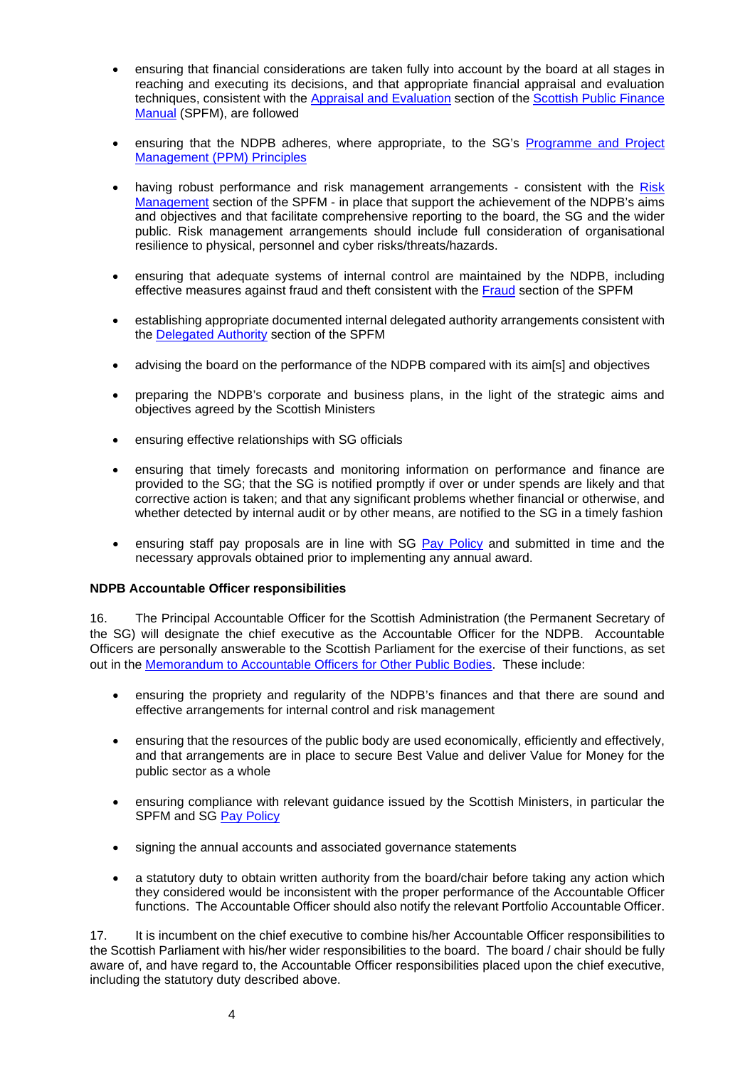- ensuring that financial considerations are taken fully into account by the board at all stages in reaching and executing its decisions, and that appropriate financial appraisal and evaluation techniques, consistent with the Appraisal and Evaluation section of the Scottish Public Finance Manual (SPFM), are followed

- ensuring that the NDPB adheres, where appropriate, to the SG's Programme and Project Management (PPM) Principles

- having robust performance and risk management arrangements - consistent with the Risk Management section of the SPFM - in place that support the achievement of the NDPB's aims and objectives and that facilitate comprehensive reporting to the board, the SG and the wider public. Risk management arrangements should include full consideration of organisational resilience to physical, personnel and cyber risks/threats/hazards.

- ensuring that adequate systems of internal control are maintained by the NDPB, including effective measures against fraud and theft consistent with the Fraud section of the SPFM

- establishing appropriate documented internal delegated authority arrangements consistent with the Delegated Authority section of the SPFM

- advising the board on the performance of the NDPB compared with its aim[s] and objectives

- preparing the NDPB's corporate and business plans, in the light of the strategic aims and objectives agreed by the Scottish Ministers

- ensuring effective relationships with SG officials

- ensuring that timely forecasts and monitoring information on performance and finance are provided to the SG; that the SG is notified promptly if over or under spends are likely and that corrective action is taken; and that any significant problems whether financial or otherwise, and whether detected by internal audit or by other means, are notified to the SG in a timely fashion

- ensuring staff pay proposals are in line with SG Pay Policy and submitted in time and the necessary approvals obtained prior to implementing any annual award.

**NDPB Accountable Officer responsibilities**

16. The Principal Accountable Officer for the Scottish Administration (the Permanent Secretary of the SG) will designate the chief executive as the Accountable Officer for the NDPB. Accountable Officers are personally answerable to the Scottish Parliament for the exercise of their functions, as set out in the Memorandum to Accountable Officers for Other Public Bodies. These include:

- ensuring the propriety and regularity of the NDPB's finances and that there are sound and effective arrangements for internal control and risk management

- ensuring that the resources of the public body are used economically, efficiently and effectively, and that arrangements are in place to secure Best Value and deliver Value for Money for the public sector as a whole

- ensuring compliance with relevant guidance issued by the Scottish Ministers, in particular the SPFM and SG Pay Policy

- signing the annual accounts and associated governance statements

- a statutory duty to obtain written authority from the board/chair before taking any action which they considered would be inconsistent with the proper performance of the Accountable Officer functions. The Accountable Officer should also notify the relevant Portfolio Accountable Officer.

17. It is incumbent on the chief executive to combine his/her Accountable Officer responsibilities to the Scottish Parliament with his/her wider responsibilities to the board. The board / chair should be fully aware of, and have regard to, the Accountable Officer responsibilities placed upon the chief executive, including the statutory duty described above.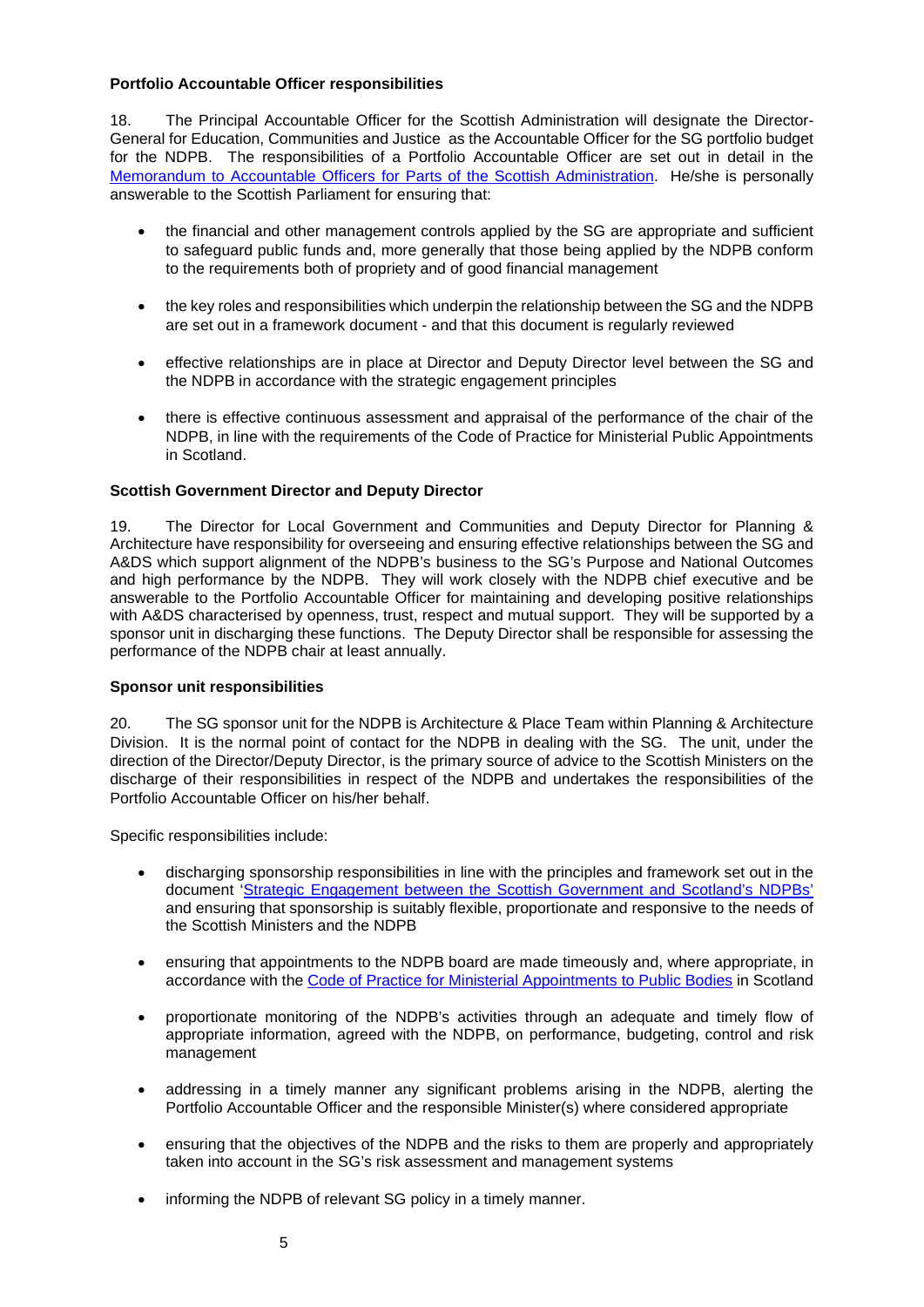**Portfolio Accountable Officer responsibilities**

18. The Principal Accountable Officer for the Scottish Administration will designate the Director-General for Education, Communities and Justice as the Accountable Officer for the SG portfolio budget for the NDPB. The responsibilities of a Portfolio Accountable Officer are set out in detail in the Memorandum to Accountable Officers for Parts of the Scottish Administration. He/she is personally answerable to the Scottish Parliament for ensuring that:

- the financial and other management controls applied by the SG are appropriate and sufficient to safeguard public funds and, more generally that those being applied by the NDPB conform to the requirements both of propriety and of good financial management
- the key roles and responsibilities which underpin the relationship between the SG and the NDPB are set out in a framework document - and that this document is regularly reviewed
- effective relationships are in place at Director and Deputy Director level between the SG and the NDPB in accordance with the strategic engagement principles
- there is effective continuous assessment and appraisal of the performance of the chair of the NDPB, in line with the requirements of the Code of Practice for Ministerial Public Appointments in Scotland.

**Scottish Government Director and Deputy Director**

19. The Director for Local Government and Communities and Deputy Director for Planning & Architecture have responsibility for overseeing and ensuring effective relationships between the SG and A&DS which support alignment of the NDPB's business to the SG's Purpose and National Outcomes and high performance by the NDPB. They will work closely with the NDPB chief executive and be answerable to the Portfolio Accountable Officer for maintaining and developing positive relationships with A&DS characterised by openness, trust, respect and mutual support. They will be supported by a sponsor unit in discharging these functions. The Deputy Director shall be responsible for assessing the performance of the NDPB chair at least annually.

**Sponsor unit responsibilities**

20. The SG sponsor unit for the NDPB is Architecture & Place Team within Planning & Architecture Division. It is the normal point of contact for the NDPB in dealing with the SG. The unit, under the direction of the Director/Deputy Director, is the primary source of advice to the Scottish Ministers on the discharge of their responsibilities in respect of the NDPB and undertakes the responsibilities of the Portfolio Accountable Officer on his/her behalf.

Specific responsibilities include:

- discharging sponsorship responsibilities in line with the principles and framework set out in the document 'Strategic Engagement between the Scottish Government and Scotland's NDPBs' and ensuring that sponsorship is suitably flexible, proportionate and responsive to the needs of the Scottish Ministers and the NDPB
- ensuring that appointments to the NDPB board are made timeously and, where appropriate, in accordance with the Code of Practice for Ministerial Appointments to Public Bodies in Scotland
- proportionate monitoring of the NDPB's activities through an adequate and timely flow of appropriate information, agreed with the NDPB, on performance, budgeting, control and risk management
- addressing in a timely manner any significant problems arising in the NDPB, alerting the Portfolio Accountable Officer and the responsible Minister(s) where considered appropriate
- ensuring that the objectives of the NDPB and the risks to them are properly and appropriately taken into account in the SG's risk assessment and management systems
- informing the NDPB of relevant SG policy in a timely manner.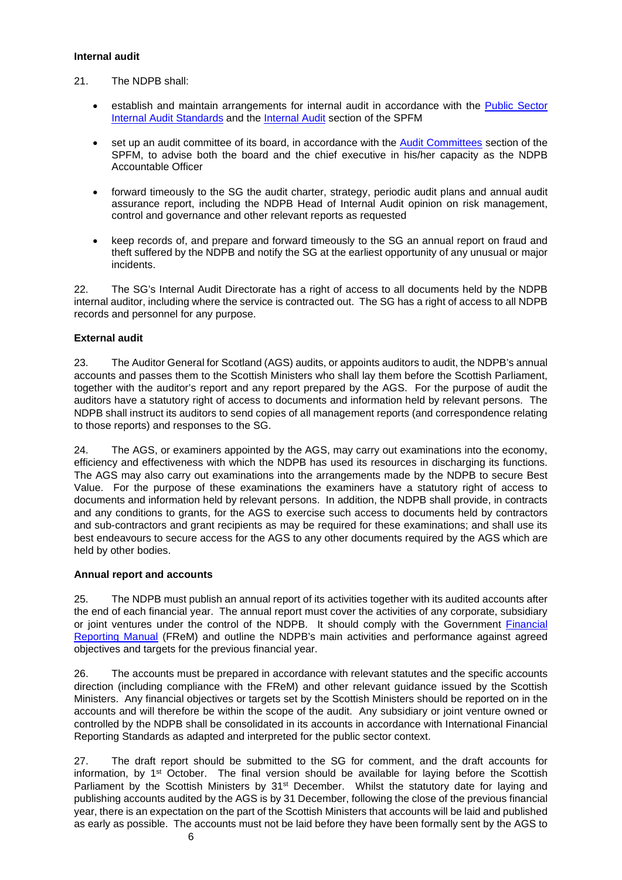**Internal audit**

21. The NDPB shall:

- establish and maintain arrangements for internal audit in accordance with the Public Sector Internal Audit Standards and the Internal Audit section of the SPFM
- set up an audit committee of its board, in accordance with the Audit Committees section of the SPFM, to advise both the board and the chief executive in his/her capacity as the NDPB Accountable Officer
- forward timeously to the SG the audit charter, strategy, periodic audit plans and annual audit assurance report, including the NDPB Head of Internal Audit opinion on risk management, control and governance and other relevant reports as requested
- keep records of, and prepare and forward timeously to the SG an annual report on fraud and theft suffered by the NDPB and notify the SG at the earliest opportunity of any unusual or major incidents.

22. The SG's Internal Audit Directorate has a right of access to all documents held by the NDPB internal auditor, including where the service is contracted out. The SG has a right of access to all NDPB records and personnel for any purpose.

**External audit**

23. The Auditor General for Scotland (AGS) audits, or appoints auditors to audit, the NDPB's annual accounts and passes them to the Scottish Ministers who shall lay them before the Scottish Parliament, together with the auditor's report and any report prepared by the AGS. For the purpose of audit the auditors have a statutory right of access to documents and information held by relevant persons. The NDPB shall instruct its auditors to send copies of all management reports (and correspondence relating to those reports) and responses to the SG.

24. The AGS, or examiners appointed by the AGS, may carry out examinations into the economy, efficiency and effectiveness with which the NDPB has used its resources in discharging its functions. The AGS may also carry out examinations into the arrangements made by the NDPB to secure Best Value. For the purpose of these examinations the examiners have a statutory right of access to documents and information held by relevant persons. In addition, the NDPB shall provide, in contracts and any conditions to grants, for the AGS to exercise such access to documents held by contractors and sub-contractors and grant recipients as may be required for these examinations; and shall use its best endeavours to secure access for the AGS to any other documents required by the AGS which are held by other bodies.

**Annual report and accounts**

25. The NDPB must publish an annual report of its activities together with its audited accounts after the end of each financial year. The annual report must cover the activities of any corporate, subsidiary or joint ventures under the control of the NDPB. It should comply with the Government Financial Reporting Manual (FReM) and outline the NDPB's main activities and performance against agreed objectives and targets for the previous financial year.

26. The accounts must be prepared in accordance with relevant statutes and the specific accounts direction (including compliance with the FReM) and other relevant guidance issued by the Scottish Ministers. Any financial objectives or targets set by the Scottish Ministers should be reported on in the accounts and will therefore be within the scope of the audit. Any subsidiary or joint venture owned or controlled by the NDPB shall be consolidated in its accounts in accordance with International Financial Reporting Standards as adapted and interpreted for the public sector context.

27. The draft report should be submitted to the SG for comment, and the draft accounts for information, by 1st October. The final version should be available for laying before the Scottish Parliament by the Scottish Ministers by 31st December. Whilst the statutory date for laying and publishing accounts audited by the AGS is by 31 December, following the close of the previous financial year, there is an expectation on the part of the Scottish Ministers that accounts will be laid and published as early as possible. The accounts must not be laid before they have been formally sent by the AGS to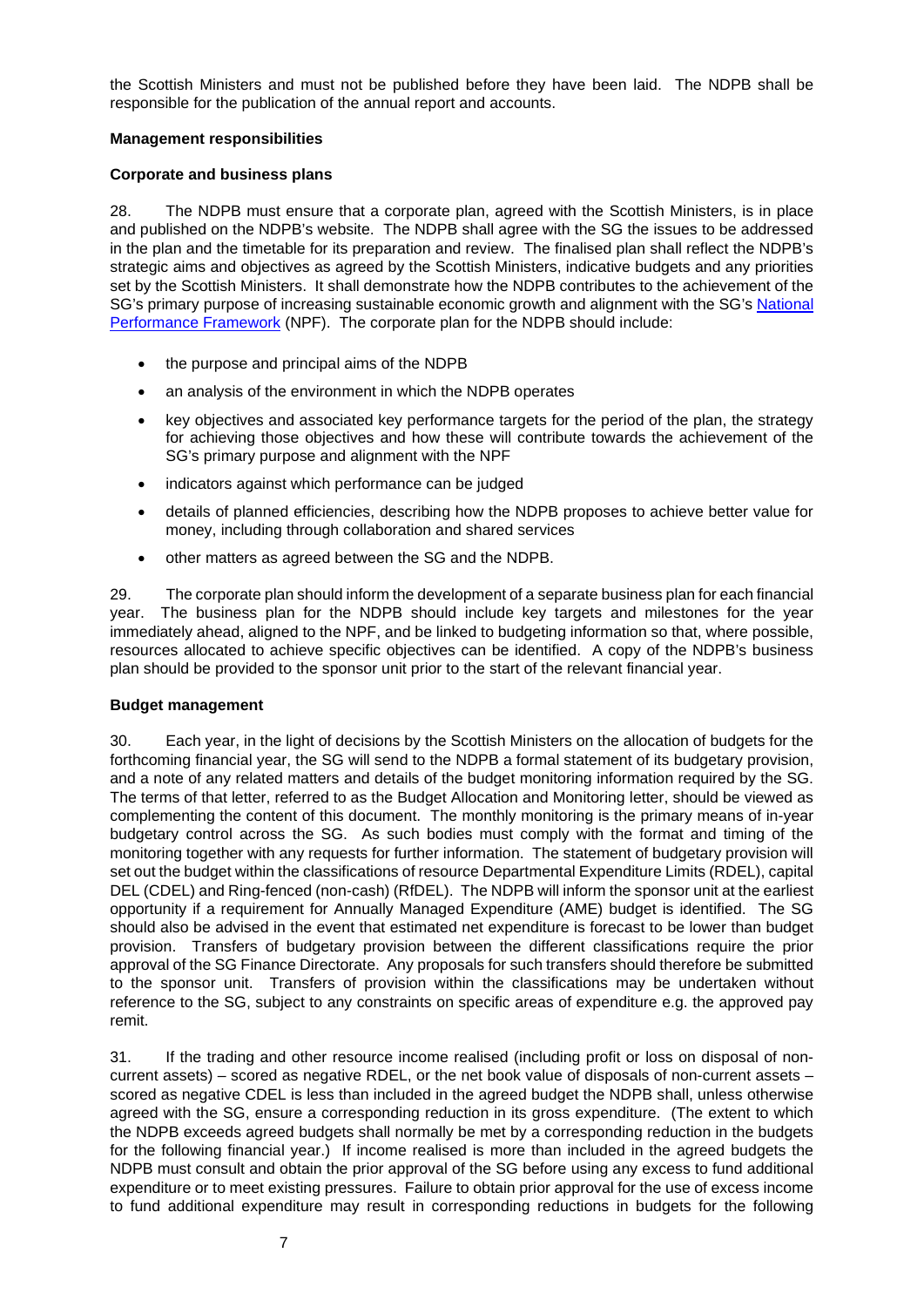the Scottish Ministers and must not be published before they have been laid. The NDPB shall be responsible for the publication of the annual report and accounts.

## Management responsibilities

### Corporate and business plans

28. The NDPB must ensure that a corporate plan, agreed with the Scottish Ministers, is in place and published on the NDPB's website. The NDPB shall agree with the SG the issues to be addressed in the plan and the timetable for its preparation and review. The finalised plan shall reflect the NDPB's strategic aims and objectives as agreed by the Scottish Ministers, indicative budgets and any priorities set by the Scottish Ministers. It shall demonstrate how the NDPB contributes to the achievement of the SG's primary purpose of increasing sustainable economic growth and alignment with the SG's National Performance Framework (NPF). The corporate plan for the NDPB should include:

- the purpose and principal aims of the NDPB
- an analysis of the environment in which the NDPB operates
- key objectives and associated key performance targets for the period of the plan, the strategy for achieving those objectives and how these will contribute towards the achievement of the SG's primary purpose and alignment with the NPF
- indicators against which performance can be judged
- details of planned efficiencies, describing how the NDPB proposes to achieve better value for money, including through collaboration and shared services
- other matters as agreed between the SG and the NDPB.

29. The corporate plan should inform the development of a separate business plan for each financial year. The business plan for the NDPB should include key targets and milestones for the year immediately ahead, aligned to the NPF, and be linked to budgeting information so that, where possible, resources allocated to achieve specific objectives can be identified. A copy of the NDPB's business plan should be provided to the sponsor unit prior to the start of the relevant financial year.

### Budget management

30. Each year, in the light of decisions by the Scottish Ministers on the allocation of budgets for the forthcoming financial year, the SG will send to the NDPB a formal statement of its budgetary provision, and a note of any related matters and details of the budget monitoring information required by the SG. The terms of that letter, referred to as the Budget Allocation and Monitoring letter, should be viewed as complementing the content of this document. The monthly monitoring is the primary means of in-year budgetary control across the SG. As such bodies must comply with the format and timing of the monitoring together with any requests for further information. The statement of budgetary provision will set out the budget within the classifications of resource Departmental Expenditure Limits (RDEL), capital DEL (CDEL) and Ring-fenced (non-cash) (RfDEL). The NDPB will inform the sponsor unit at the earliest opportunity if a requirement for Annually Managed Expenditure (AME) budget is identified. The SG should also be advised in the event that estimated net expenditure is forecast to be lower than budget provision. Transfers of budgetary provision between the different classifications require the prior approval of the SG Finance Directorate. Any proposals for such transfers should therefore be submitted to the sponsor unit. Transfers of provision within the classifications may be undertaken without reference to the SG, subject to any constraints on specific areas of expenditure e.g. the approved pay remit.

31. If the trading and other resource income realised (including profit or loss on disposal of non-current assets) – scored as negative RDEL, or the net book value of disposals of non-current assets – scored as negative CDEL is less than included in the agreed budget the NDPB shall, unless otherwise agreed with the SG, ensure a corresponding reduction in its gross expenditure. (The extent to which the NDPB exceeds agreed budgets shall normally be met by a corresponding reduction in the budgets for the following financial year.) If income realised is more than included in the agreed budgets the NDPB must consult and obtain the prior approval of the SG before using any excess to fund additional expenditure or to meet existing pressures. Failure to obtain prior approval for the use of excess income to fund additional expenditure may result in corresponding reductions in budgets for the following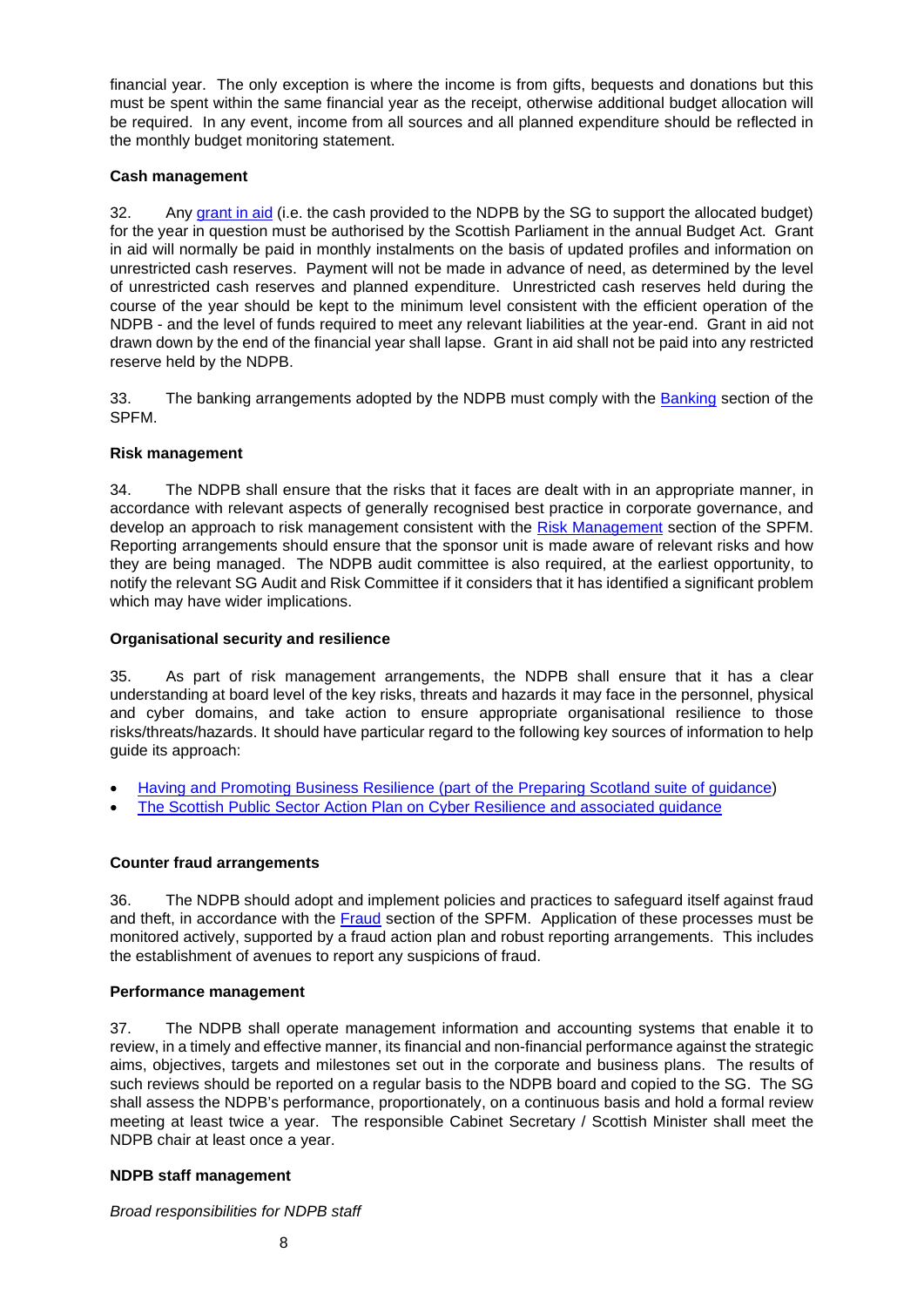financial year. The only exception is where the income is from gifts, bequests and donations but this must be spent within the same financial year as the receipt, otherwise additional budget allocation will be required. In any event, income from all sources and all planned expenditure should be reflected in the monthly budget monitoring statement.

**Cash management**

32. Any grant in aid (i.e. the cash provided to the NDPB by the SG to support the allocated budget) for the year in question must be authorised by the Scottish Parliament in the annual Budget Act. Grant in aid will normally be paid in monthly instalments on the basis of updated profiles and information on unrestricted cash reserves. Payment will not be made in advance of need, as determined by the level of unrestricted cash reserves and planned expenditure. Unrestricted cash reserves held during the course of the year should be kept to the minimum level consistent with the efficient operation of the NDPB - and the level of funds required to meet any relevant liabilities at the year-end. Grant in aid not drawn down by the end of the financial year shall lapse. Grant in aid shall not be paid into any restricted reserve held by the NDPB.

33. The banking arrangements adopted by the NDPB must comply with the Banking section of the SPFM.

**Risk management**

34. The NDPB shall ensure that the risks that it faces are dealt with in an appropriate manner, in accordance with relevant aspects of generally recognised best practice in corporate governance, and develop an approach to risk management consistent with the Risk Management section of the SPFM. Reporting arrangements should ensure that the sponsor unit is made aware of relevant risks and how they are being managed. The NDPB audit committee is also required, at the earliest opportunity, to notify the relevant SG Audit and Risk Committee if it considers that it has identified a significant problem which may have wider implications.

**Organisational security and resilience**

35. As part of risk management arrangements, the NDPB shall ensure that it has a clear understanding at board level of the key risks, threats and hazards it may face in the personnel, physical and cyber domains, and take action to ensure appropriate organisational resilience to those risks/threats/hazards. It should have particular regard to the following key sources of information to help guide its approach:

- Having and Promoting Business Resilience (part of the Preparing Scotland suite of guidance)
- The Scottish Public Sector Action Plan on Cyber Resilience and associated guidance

**Counter fraud arrangements**

36. The NDPB should adopt and implement policies and practices to safeguard itself against fraud and theft, in accordance with the Fraud section of the SPFM. Application of these processes must be monitored actively, supported by a fraud action plan and robust reporting arrangements. This includes the establishment of avenues to report any suspicions of fraud.

**Performance management**

37. The NDPB shall operate management information and accounting systems that enable it to review, in a timely and effective manner, its financial and non-financial performance against the strategic aims, objectives, targets and milestones set out in the corporate and business plans. The results of such reviews should be reported on a regular basis to the NDPB board and copied to the SG. The SG shall assess the NDPB's performance, proportionately, on a continuous basis and hold a formal review meeting at least twice a year. The responsible Cabinet Secretary / Scottish Minister shall meet the NDPB chair at least once a year.

**NDPB staff management**

*Broad responsibilities for NDPB staff*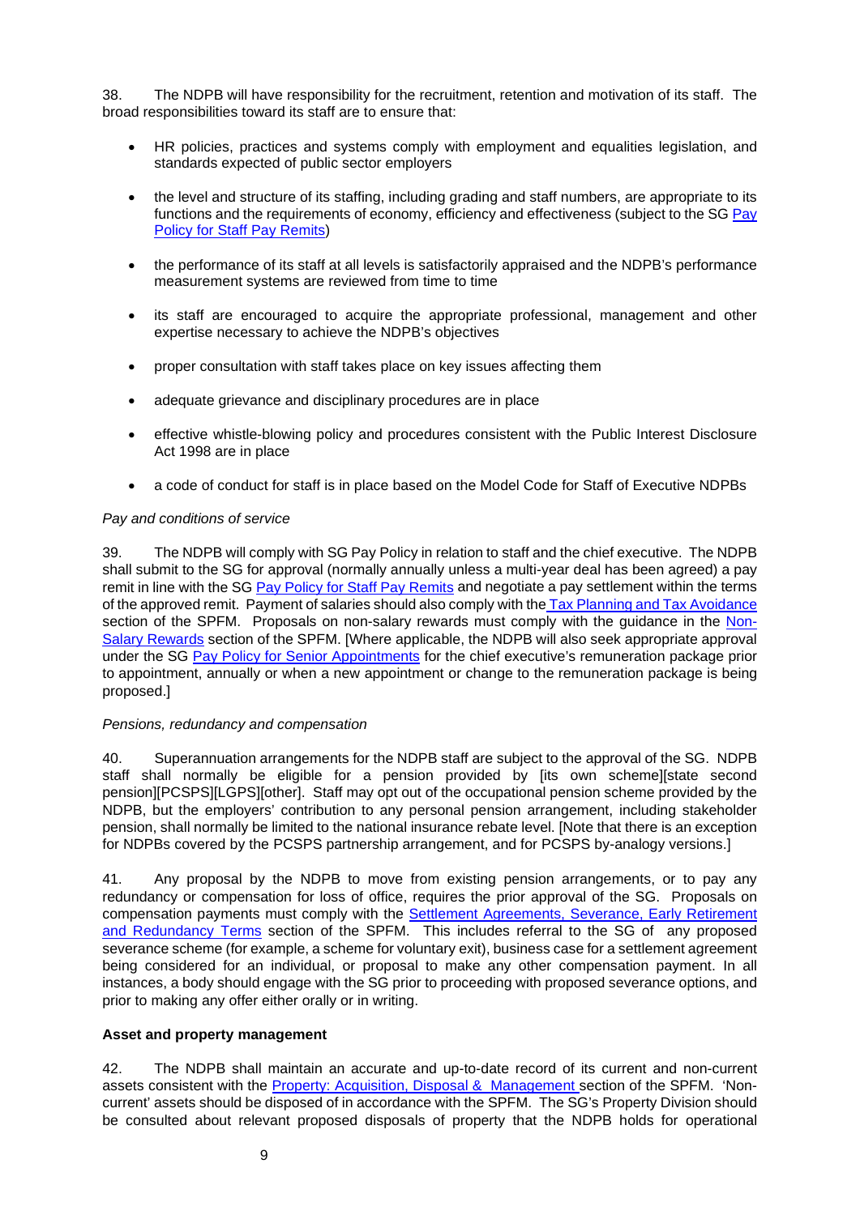38. The NDPB will have responsibility for the recruitment, retention and motivation of its staff. The broad responsibilities toward its staff are to ensure that:

- HR policies, practices and systems comply with employment and equalities legislation, and standards expected of public sector employers
- the level and structure of its staffing, including grading and staff numbers, are appropriate to its functions and the requirements of economy, efficiency and effectiveness (subject to the SG Pay Policy for Staff Pay Remits)
- the performance of its staff at all levels is satisfactorily appraised and the NDPB's performance measurement systems are reviewed from time to time
- its staff are encouraged to acquire the appropriate professional, management and other expertise necessary to achieve the NDPB's objectives
- proper consultation with staff takes place on key issues affecting them
- adequate grievance and disciplinary procedures are in place
- effective whistle-blowing policy and procedures consistent with the Public Interest Disclosure Act 1998 are in place
- a code of conduct for staff is in place based on the Model Code for Staff of Executive NDPBs

*Pay and conditions of service*

39. The NDPB will comply with SG Pay Policy in relation to staff and the chief executive. The NDPB shall submit to the SG for approval (normally annually unless a multi-year deal has been agreed) a pay remit in line with the SG Pay Policy for Staff Pay Remits and negotiate a pay settlement within the terms of the approved remit. Payment of salaries should also comply with the Tax Planning and Tax Avoidance section of the SPFM. Proposals on non-salary rewards must comply with the guidance in the Non-Salary Rewards section of the SPFM. [Where applicable, the NDPB will also seek appropriate approval under the SG Pay Policy for Senior Appointments for the chief executive's remuneration package prior to appointment, annually or when a new appointment or change to the remuneration package is being proposed.]

*Pensions, redundancy and compensation*

40. Superannuation arrangements for the NDPB staff are subject to the approval of the SG. NDPB staff shall normally be eligible for a pension provided by [its own scheme][state second pension][PCSPS][LGPS][other]. Staff may opt out of the occupational pension scheme provided by the NDPB, but the employers' contribution to any personal pension arrangement, including stakeholder pension, shall normally be limited to the national insurance rebate level. [Note that there is an exception for NDPBs covered by the PCSPS partnership arrangement, and for PCSPS by-analogy versions.]

41. Any proposal by the NDPB to move from existing pension arrangements, or to pay any redundancy or compensation for loss of office, requires the prior approval of the SG. Proposals on compensation payments must comply with the Settlement Agreements, Severance, Early Retirement and Redundancy Terms section of the SPFM. This includes referral to the SG of any proposed severance scheme (for example, a scheme for voluntary exit), business case for a settlement agreement being considered for an individual, or proposal to make any other compensation payment. In all instances, a body should engage with the SG prior to proceeding with proposed severance options, and prior to making any offer either orally or in writing.

**Asset and property management**

42. The NDPB shall maintain an accurate and up-to-date record of its current and non-current assets consistent with the Property: Acquisition, Disposal & Management section of the SPFM. 'Non-current' assets should be disposed of in accordance with the SPFM. The SG's Property Division should be consulted about relevant proposed disposals of property that the NDPB holds for operational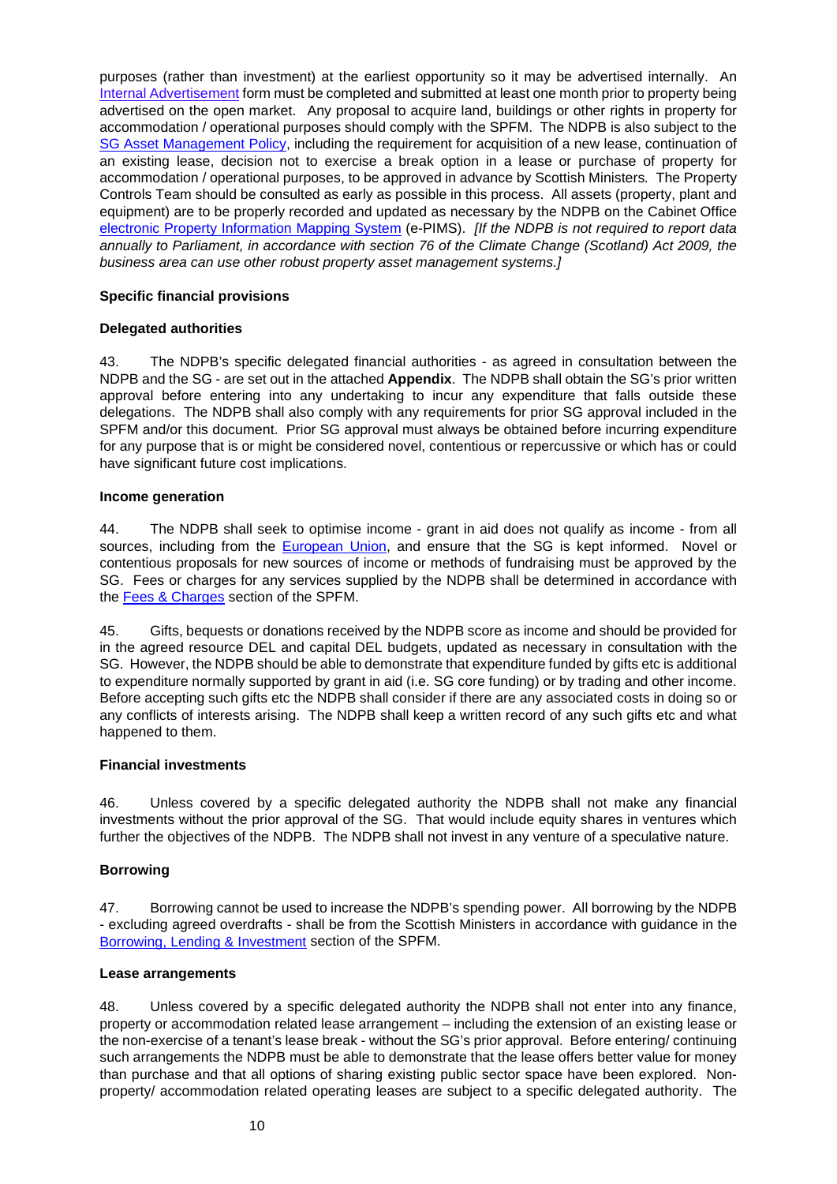purposes (rather than investment) at the earliest opportunity so it may be advertised internally. An Internal Advertisement form must be completed and submitted at least one month prior to property being advertised on the open market. Any proposal to acquire land, buildings or other rights in property for accommodation / operational purposes should comply with the SPFM. The NDPB is also subject to the SG Asset Management Policy, including the requirement for acquisition of a new lease, continuation of an existing lease, decision not to exercise a break option in a lease or purchase of property for accommodation / operational purposes, to be approved in advance by Scottish Ministers. The Property Controls Team should be consulted as early as possible in this process. All assets (property, plant and equipment) are to be properly recorded and updated as necessary by the NDPB on the Cabinet Office electronic Property Information Mapping System (e-PIMS). *[If the NDPB is not required to report data annually to Parliament, in accordance with section 76 of the Climate Change (Scotland) Act 2009, the business area can use other robust property asset management systems.]*

**Specific financial provisions**

**Delegated authorities**

43. The NDPB's specific delegated financial authorities - as agreed in consultation between the NDPB and the SG - are set out in the attached **Appendix**. The NDPB shall obtain the SG's prior written approval before entering into any undertaking to incur any expenditure that falls outside these delegations. The NDPB shall also comply with any requirements for prior SG approval included in the SPFM and/or this document. Prior SG approval must always be obtained before incurring expenditure for any purpose that is or might be considered novel, contentious or repercussive or which has or could have significant future cost implications.

**Income generation**

44. The NDPB shall seek to optimise income - grant in aid does not qualify as income - from all sources, including from the European Union, and ensure that the SG is kept informed. Novel or contentious proposals for new sources of income or methods of fundraising must be approved by the SG. Fees or charges for any services supplied by the NDPB shall be determined in accordance with the Fees & Charges section of the SPFM.

45. Gifts, bequests or donations received by the NDPB score as income and should be provided for in the agreed resource DEL and capital DEL budgets, updated as necessary in consultation with the SG. However, the NDPB should be able to demonstrate that expenditure funded by gifts etc is additional to expenditure normally supported by grant in aid (i.e. SG core funding) or by trading and other income. Before accepting such gifts etc the NDPB shall consider if there are any associated costs in doing so or any conflicts of interests arising. The NDPB shall keep a written record of any such gifts etc and what happened to them.

**Financial investments**

46. Unless covered by a specific delegated authority the NDPB shall not make any financial investments without the prior approval of the SG. That would include equity shares in ventures which further the objectives of the NDPB. The NDPB shall not invest in any venture of a speculative nature.

**Borrowing**

47. Borrowing cannot be used to increase the NDPB's spending power. All borrowing by the NDPB - excluding agreed overdrafts - shall be from the Scottish Ministers in accordance with guidance in the Borrowing, Lending & Investment section of the SPFM.

**Lease arrangements**

48. Unless covered by a specific delegated authority the NDPB shall not enter into any finance, property or accommodation related lease arrangement – including the extension of an existing lease or the non-exercise of a tenant's lease break - without the SG's prior approval. Before entering/ continuing such arrangements the NDPB must be able to demonstrate that the lease offers better value for money than purchase and that all options of sharing existing public sector space have been explored. Non-property/ accommodation related operating leases are subject to a specific delegated authority. The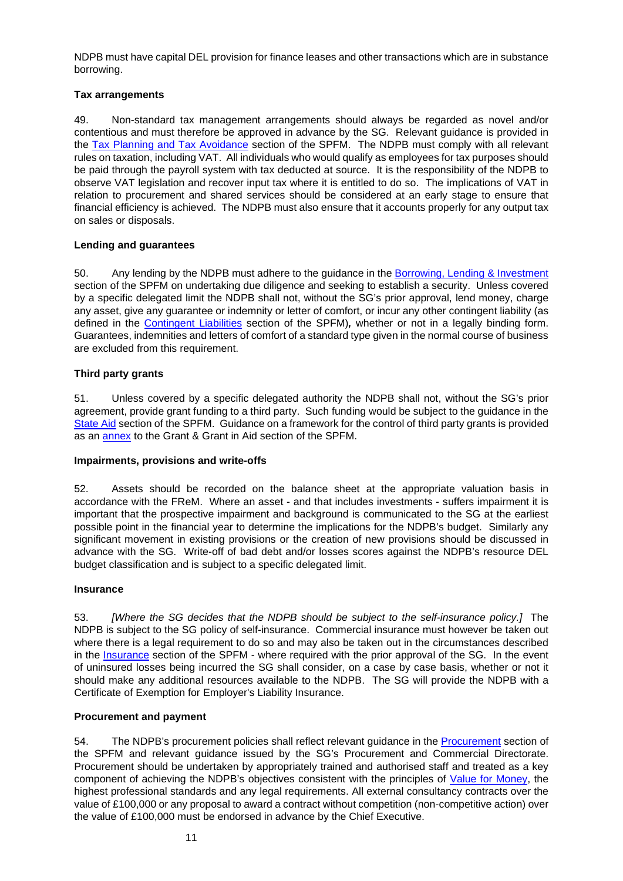NDPB must have capital DEL provision for finance leases and other transactions which are in substance borrowing.

**Tax arrangements**

49. Non-standard tax management arrangements should always be regarded as novel and/or contentious and must therefore be approved in advance by the SG. Relevant guidance is provided in the Tax Planning and Tax Avoidance section of the SPFM. The NDPB must comply with all relevant rules on taxation, including VAT. All individuals who would qualify as employees for tax purposes should be paid through the payroll system with tax deducted at source. It is the responsibility of the NDPB to observe VAT legislation and recover input tax where it is entitled to do so. The implications of VAT in relation to procurement and shared services should be considered at an early stage to ensure that financial efficiency is achieved. The NDPB must also ensure that it accounts properly for any output tax on sales or disposals.

**Lending and guarantees**

50. Any lending by the NDPB must adhere to the guidance in the Borrowing, Lending & Investment section of the SPFM on undertaking due diligence and seeking to establish a security. Unless covered by a specific delegated limit the NDPB shall not, without the SG's prior approval, lend money, charge any asset, give any guarantee or indemnity or letter of comfort, or incur any other contingent liability (as defined in the Contingent Liabilities section of the SPFM)**,** whether or not in a legally binding form. Guarantees, indemnities and letters of comfort of a standard type given in the normal course of business are excluded from this requirement.

**Third party grants**

51. Unless covered by a specific delegated authority the NDPB shall not, without the SG's prior agreement, provide grant funding to a third party. Such funding would be subject to the guidance in the State Aid section of the SPFM. Guidance on a framework for the control of third party grants is provided as an annex to the Grant & Grant in Aid section of the SPFM.

**Impairments, provisions and write-offs**

52. Assets should be recorded on the balance sheet at the appropriate valuation basis in accordance with the FReM. Where an asset - and that includes investments - suffers impairment it is important that the prospective impairment and background is communicated to the SG at the earliest possible point in the financial year to determine the implications for the NDPB's budget. Similarly any significant movement in existing provisions or the creation of new provisions should be discussed in advance with the SG. Write-off of bad debt and/or losses scores against the NDPB's resource DEL budget classification and is subject to a specific delegated limit.

**Insurance**

53. *[Where the SG decides that the NDPB should be subject to the self-insurance policy.]* The NDPB is subject to the SG policy of self-insurance. Commercial insurance must however be taken out where there is a legal requirement to do so and may also be taken out in the circumstances described in the Insurance section of the SPFM - where required with the prior approval of the SG. In the event of uninsured losses being incurred the SG shall consider, on a case by case basis, whether or not it should make any additional resources available to the NDPB. The SG will provide the NDPB with a Certificate of Exemption for Employer's Liability Insurance.

**Procurement and payment**

54. The NDPB's procurement policies shall reflect relevant guidance in the Procurement section of the SPFM and relevant guidance issued by the SG's Procurement and Commercial Directorate. Procurement should be undertaken by appropriately trained and authorised staff and treated as a key component of achieving the NDPB's objectives consistent with the principles of Value for Money, the highest professional standards and any legal requirements. All external consultancy contracts over the value of £100,000 or any proposal to award a contract without competition (non-competitive action) over the value of £100,000 must be endorsed in advance by the Chief Executive.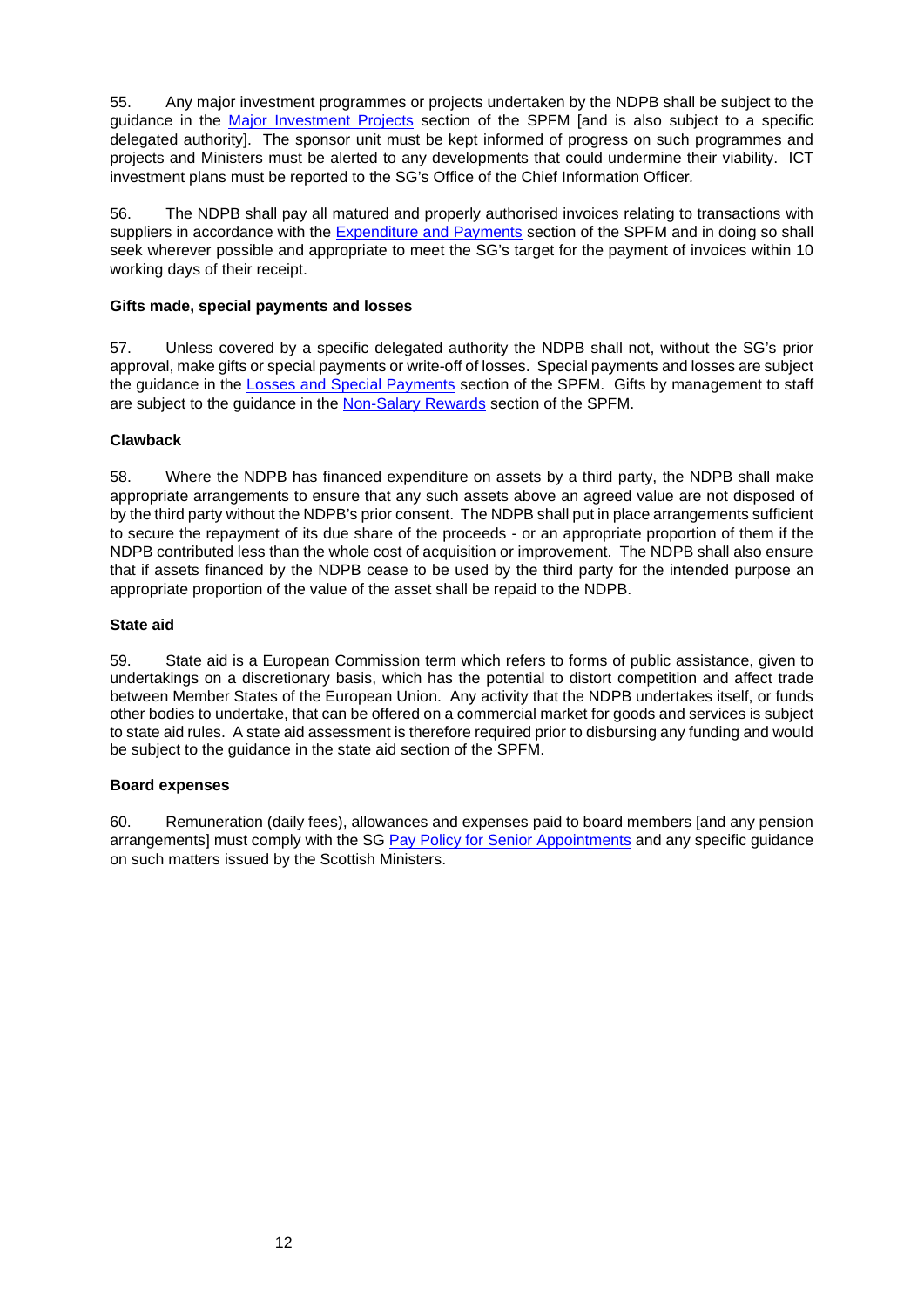55. Any major investment programmes or projects undertaken by the NDPB shall be subject to the guidance in the Major Investment Projects section of the SPFM [and is also subject to a specific delegated authority]. The sponsor unit must be kept informed of progress on such programmes and projects and Ministers must be alerted to any developments that could undermine their viability. ICT investment plans must be reported to the SG's Office of the Chief Information Officer.

56. The NDPB shall pay all matured and properly authorised invoices relating to transactions with suppliers in accordance with the Expenditure and Payments section of the SPFM and in doing so shall seek wherever possible and appropriate to meet the SG's target for the payment of invoices within 10 working days of their receipt.

**Gifts made, special payments and losses**

57. Unless covered by a specific delegated authority the NDPB shall not, without the SG's prior approval, make gifts or special payments or write-off of losses. Special payments and losses are subject the guidance in the Losses and Special Payments section of the SPFM. Gifts by management to staff are subject to the guidance in the Non-Salary Rewards section of the SPFM.

**Clawback**

58. Where the NDPB has financed expenditure on assets by a third party, the NDPB shall make appropriate arrangements to ensure that any such assets above an agreed value are not disposed of by the third party without the NDPB's prior consent. The NDPB shall put in place arrangements sufficient to secure the repayment of its due share of the proceeds - or an appropriate proportion of them if the NDPB contributed less than the whole cost of acquisition or improvement. The NDPB shall also ensure that if assets financed by the NDPB cease to be used by the third party for the intended purpose an appropriate proportion of the value of the asset shall be repaid to the NDPB.

**State aid**

59. State aid is a European Commission term which refers to forms of public assistance, given to undertakings on a discretionary basis, which has the potential to distort competition and affect trade between Member States of the European Union. Any activity that the NDPB undertakes itself, or funds other bodies to undertake, that can be offered on a commercial market for goods and services is subject to state aid rules. A state aid assessment is therefore required prior to disbursing any funding and would be subject to the guidance in the state aid section of the SPFM.

**Board expenses**

60. Remuneration (daily fees), allowances and expenses paid to board members [and any pension arrangements] must comply with the SG Pay Policy for Senior Appointments and any specific guidance on such matters issued by the Scottish Ministers.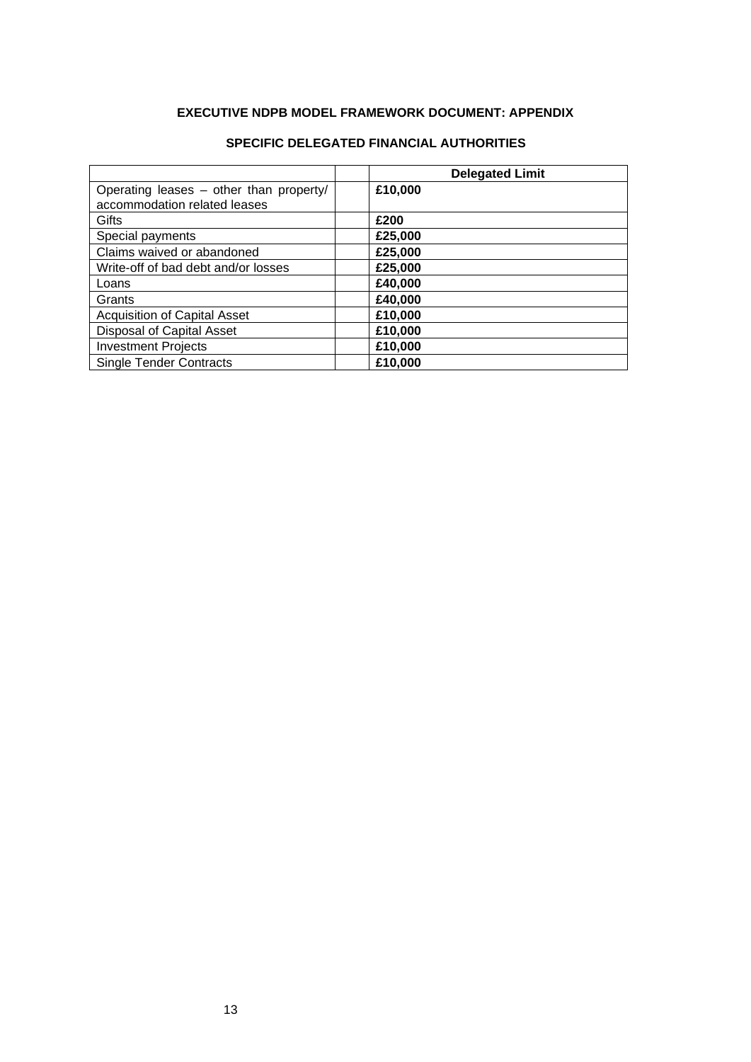## EXECUTIVE NDPB MODEL FRAMEWORK DOCUMENT: APPENDIX

### SPECIFIC DELEGATED FINANCIAL AUTHORITIES

| | | Delegated Limit |
|---|---|---|
| Operating leases – other than property/ accommodation related leases | | **£10,000** |
| Gifts | | **£200** |
| Special payments | | **£25,000** |
| Claims waived or abandoned | | **£25,000** |
| Write-off of bad debt and/or losses | | **£25,000** |
| Loans | | **£40,000** |
| Grants | | **£40,000** |
| Acquisition of Capital Asset | | **£10,000** |
| Disposal of Capital Asset | | **£10,000** |
| Investment Projects | | **£10,000** |
| Single Tender Contracts | | **£10,000** |